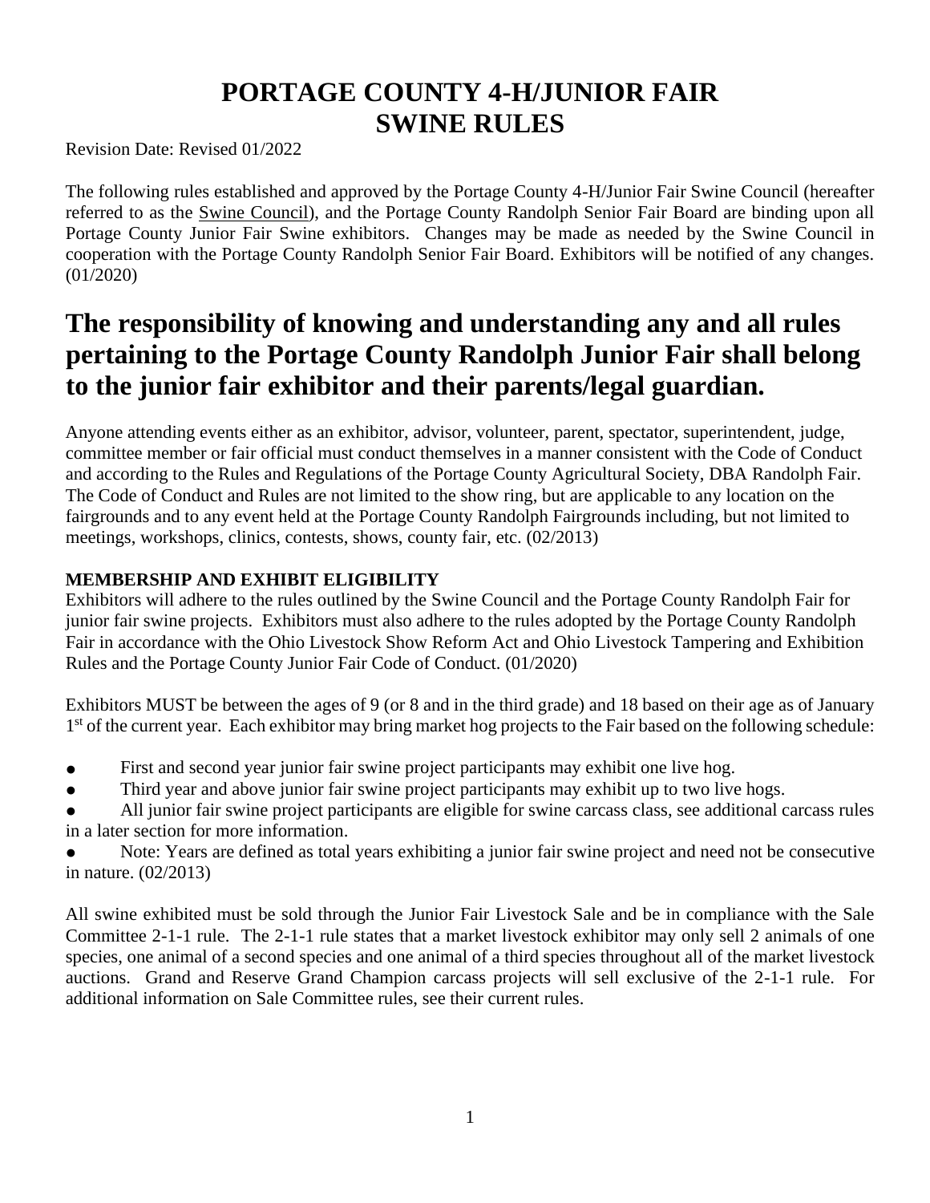# PORTAGE COUNTY 4-H/JUNIOR FAIR
# SWINE RULES

Revision Date: Revised 01/2022

The following rules established and approved by the Portage County 4-H/Junior Fair Swine Council (hereafter referred to as the Swine Council), and the Portage County Randolph Senior Fair Board are binding upon all Portage County Junior Fair Swine exhibitors. Changes may be made as needed by the Swine Council in cooperation with the Portage County Randolph Senior Fair Board. Exhibitors will be notified of any changes. (01/2020)

## The responsibility of knowing and understanding any and all rules pertaining to the Portage County Randolph Junior Fair shall belong to the junior fair exhibitor and their parents/legal guardian.

Anyone attending events either as an exhibitor, advisor, volunteer, parent, spectator, superintendent, judge, committee member or fair official must conduct themselves in a manner consistent with the Code of Conduct and according to the Rules and Regulations of the Portage County Agricultural Society, DBA Randolph Fair. The Code of Conduct and Rules are not limited to the show ring, but are applicable to any location on the fairgrounds and to any event held at the Portage County Randolph Fairgrounds including, but not limited to meetings, workshops, clinics, contests, shows, county fair, etc. (02/2013)

### MEMBERSHIP AND EXHIBIT ELIGIBILITY

Exhibitors will adhere to the rules outlined by the Swine Council and the Portage County Randolph Fair for junior fair swine projects. Exhibitors must also adhere to the rules adopted by the Portage County Randolph Fair in accordance with the Ohio Livestock Show Reform Act and Ohio Livestock Tampering and Exhibition Rules and the Portage County Junior Fair Code of Conduct. (01/2020)

Exhibitors MUST be between the ages of 9 (or 8 and in the third grade) and 18 based on their age as of January 1st of the current year. Each exhibitor may bring market hog projects to the Fair based on the following schedule:

- First and second year junior fair swine project participants may exhibit one live hog.
- Third year and above junior fair swine project participants may exhibit up to two live hogs.
- All junior fair swine project participants are eligible for swine carcass class, see additional carcass rules in a later section for more information.
- Note: Years are defined as total years exhibiting a junior fair swine project and need not be consecutive in nature. (02/2013)

All swine exhibited must be sold through the Junior Fair Livestock Sale and be in compliance with the Sale Committee 2-1-1 rule. The 2-1-1 rule states that a market livestock exhibitor may only sell 2 animals of one species, one animal of a second species and one animal of a third species throughout all of the market livestock auctions. Grand and Reserve Grand Champion carcass projects will sell exclusive of the 2-1-1 rule. For additional information on Sale Committee rules, see their current rules.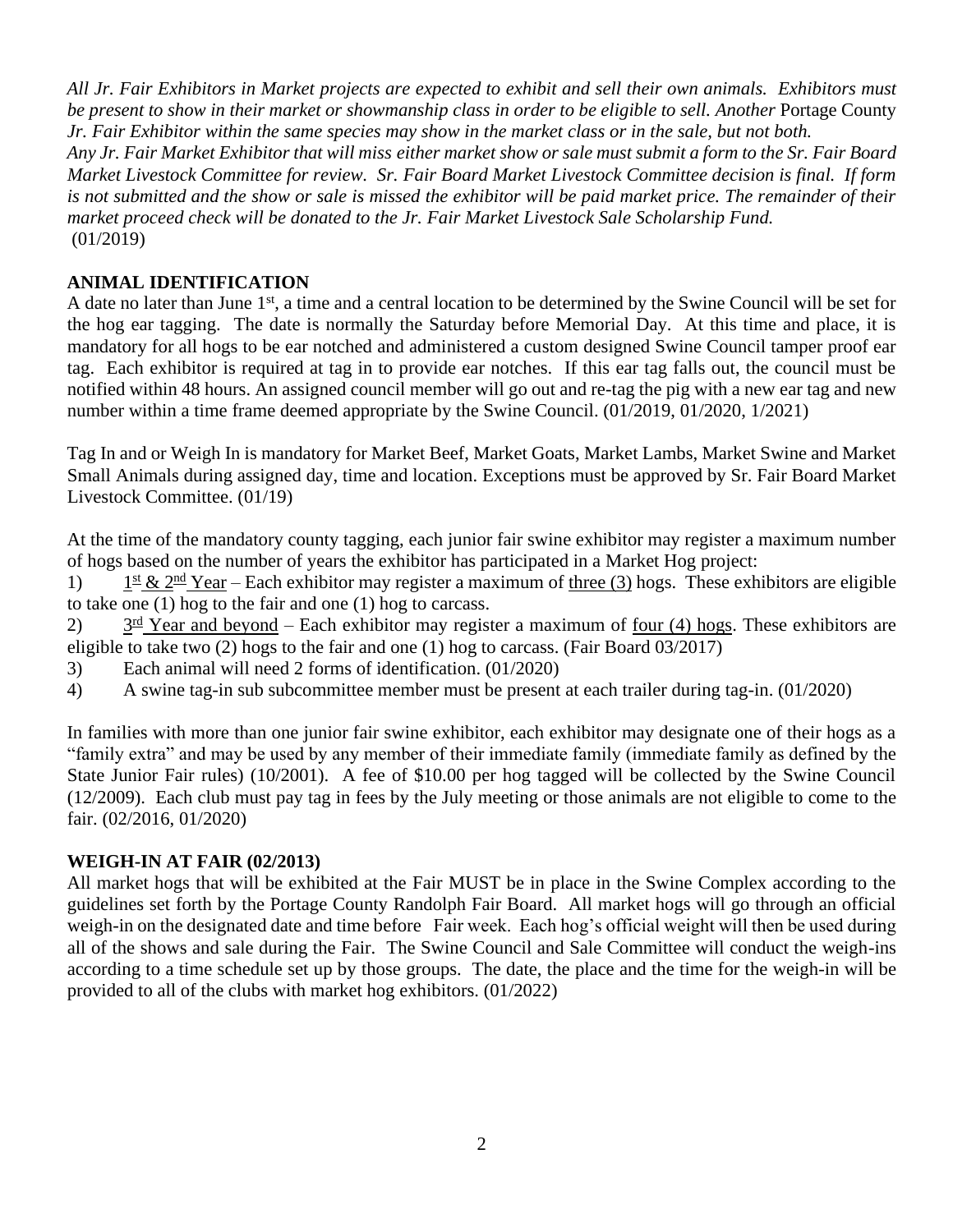*All Jr. Fair Exhibitors in Market projects are expected to exhibit and sell their own animals. Exhibitors must be present to show in their market or showmanship class in order to be eligible to sell. Another* Portage County *Jr. Fair Exhibitor within the same species may show in the market class or in the sale, but not both.*
*Any Jr. Fair Market Exhibitor that will miss either market show or sale must submit a form to the Sr. Fair Board Market Livestock Committee for review. Sr. Fair Board Market Livestock Committee decision is final. If form is not submitted and the show or sale is missed the exhibitor will be paid market price. The remainder of their market proceed check will be donated to the Jr. Fair Market Livestock Sale Scholarship Fund.* (01/2019)

**ANIMAL IDENTIFICATION**

A date no later than June 1st, a time and a central location to be determined by the Swine Council will be set for the hog ear tagging. The date is normally the Saturday before Memorial Day. At this time and place, it is mandatory for all hogs to be ear notched and administered a custom designed Swine Council tamper proof ear tag. Each exhibitor is required at tag in to provide ear notches. If this ear tag falls out, the council must be notified within 48 hours. An assigned council member will go out and re-tag the pig with a new ear tag and new number within a time frame deemed appropriate by the Swine Council. (01/2019, 01/2020, 1/2021)

Tag In and or Weigh In is mandatory for Market Beef, Market Goats, Market Lambs, Market Swine and Market Small Animals during assigned day, time and location. Exceptions must be approved by Sr. Fair Board Market Livestock Committee. (01/19)

At the time of the mandatory county tagging, each junior fair swine exhibitor may register a maximum number of hogs based on the number of years the exhibitor has participated in a Market Hog project:

1) 1st & 2nd Year – Each exhibitor may register a maximum of three (3) hogs. These exhibitors are eligible to take one (1) hog to the fair and one (1) hog to carcass.
2) 3rd Year and beyond – Each exhibitor may register a maximum of four (4) hogs. These exhibitors are eligible to take two (2) hogs to the fair and one (1) hog to carcass. (Fair Board 03/2017)
3) Each animal will need 2 forms of identification. (01/2020)
4) A swine tag-in sub subcommittee member must be present at each trailer during tag-in. (01/2020)

In families with more than one junior fair swine exhibitor, each exhibitor may designate one of their hogs as a "family extra" and may be used by any member of their immediate family (immediate family as defined by the State Junior Fair rules) (10/2001). A fee of $10.00 per hog tagged will be collected by the Swine Council (12/2009). Each club must pay tag in fees by the July meeting or those animals are not eligible to come to the fair. (02/2016, 01/2020)

**WEIGH-IN AT FAIR (02/2013)**

All market hogs that will be exhibited at the Fair MUST be in place in the Swine Complex according to the guidelines set forth by the Portage County Randolph Fair Board. All market hogs will go through an official weigh-in on the designated date and time before Fair week. Each hog's official weight will then be used during all of the shows and sale during the Fair. The Swine Council and Sale Committee will conduct the weigh-ins according to a time schedule set up by those groups. The date, the place and the time for the weigh-in will be provided to all of the clubs with market hog exhibitors. (01/2022)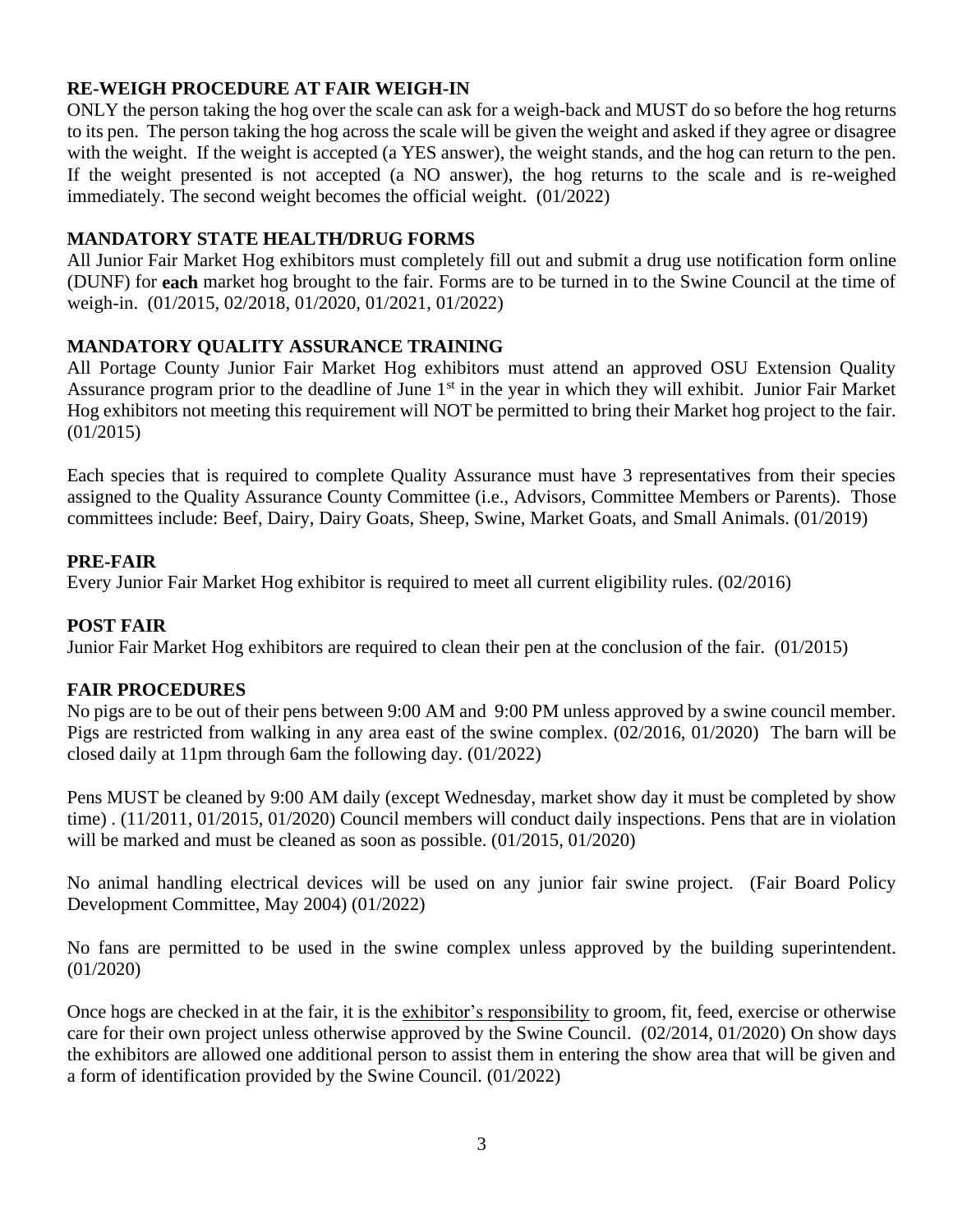### RE-WEIGH PROCEDURE AT FAIR WEIGH-IN

ONLY the person taking the hog over the scale can ask for a weigh-back and MUST do so before the hog returns to its pen. The person taking the hog across the scale will be given the weight and asked if they agree or disagree with the weight. If the weight is accepted (a YES answer), the weight stands, and the hog can return to the pen. If the weight presented is not accepted (a NO answer), the hog returns to the scale and is re-weighed immediately. The second weight becomes the official weight. (01/2022)

### MANDATORY STATE HEALTH/DRUG FORMS

All Junior Fair Market Hog exhibitors must completely fill out and submit a drug use notification form online (DUNF) for **each** market hog brought to the fair. Forms are to be turned in to the Swine Council at the time of weigh-in. (01/2015, 02/2018, 01/2020, 01/2021, 01/2022)

### MANDATORY QUALITY ASSURANCE TRAINING

All Portage County Junior Fair Market Hog exhibitors must attend an approved OSU Extension Quality Assurance program prior to the deadline of June 1st in the year in which they will exhibit. Junior Fair Market Hog exhibitors not meeting this requirement will NOT be permitted to bring their Market hog project to the fair. (01/2015)

Each species that is required to complete Quality Assurance must have 3 representatives from their species assigned to the Quality Assurance County Committee (i.e., Advisors, Committee Members or Parents). Those committees include: Beef, Dairy, Dairy Goats, Sheep, Swine, Market Goats, and Small Animals. (01/2019)

### PRE-FAIR

Every Junior Fair Market Hog exhibitor is required to meet all current eligibility rules. (02/2016)

### POST FAIR

Junior Fair Market Hog exhibitors are required to clean their pen at the conclusion of the fair. (01/2015)

### FAIR PROCEDURES

No pigs are to be out of their pens between 9:00 AM and 9:00 PM unless approved by a swine council member. Pigs are restricted from walking in any area east of the swine complex. (02/2016, 01/2020) The barn will be closed daily at 11pm through 6am the following day. (01/2022)

Pens MUST be cleaned by 9:00 AM daily (except Wednesday, market show day it must be completed by show time) . (11/2011, 01/2015, 01/2020) Council members will conduct daily inspections. Pens that are in violation will be marked and must be cleaned as soon as possible. (01/2015, 01/2020)

No animal handling electrical devices will be used on any junior fair swine project. (Fair Board Policy Development Committee, May 2004) (01/2022)

No fans are permitted to be used in the swine complex unless approved by the building superintendent. (01/2020)

Once hogs are checked in at the fair, it is the exhibitor's responsibility to groom, fit, feed, exercise or otherwise care for their own project unless otherwise approved by the Swine Council. (02/2014, 01/2020) On show days the exhibitors are allowed one additional person to assist them in entering the show area that will be given and a form of identification provided by the Swine Council. (01/2022)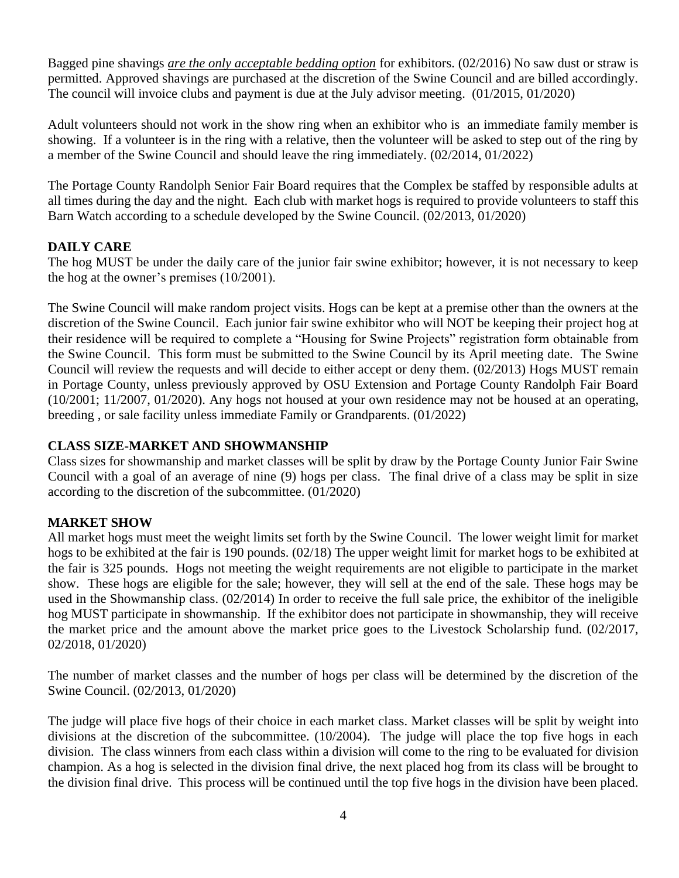Bagged pine shavings *__are the only acceptable bedding option__* for exhibitors. (02/2016) No saw dust or straw is permitted. Approved shavings are purchased at the discretion of the Swine Council and are billed accordingly. The council will invoice clubs and payment is due at the July advisor meeting. (01/2015, 01/2020)

Adult volunteers should not work in the show ring when an exhibitor who is an immediate family member is showing. If a volunteer is in the ring with a relative, then the volunteer will be asked to step out of the ring by a member of the Swine Council and should leave the ring immediately. (02/2014, 01/2022)

The Portage County Randolph Senior Fair Board requires that the Complex be staffed by responsible adults at all times during the day and the night. Each club with market hogs is required to provide volunteers to staff this Barn Watch according to a schedule developed by the Swine Council. (02/2013, 01/2020)

## DAILY CARE

The hog MUST be under the daily care of the junior fair swine exhibitor; however, it is not necessary to keep the hog at the owner's premises (10/2001).

The Swine Council will make random project visits. Hogs can be kept at a premise other than the owners at the discretion of the Swine Council. Each junior fair swine exhibitor who will NOT be keeping their project hog at their residence will be required to complete a "Housing for Swine Projects" registration form obtainable from the Swine Council. This form must be submitted to the Swine Council by its April meeting date. The Swine Council will review the requests and will decide to either accept or deny them. (02/2013) Hogs MUST remain in Portage County, unless previously approved by OSU Extension and Portage County Randolph Fair Board (10/2001; 11/2007, 01/2020). Any hogs not housed at your own residence may not be housed at an operating, breeding , or sale facility unless immediate Family or Grandparents. (01/2022)

## CLASS SIZE-MARKET AND SHOWMANSHIP

Class sizes for showmanship and market classes will be split by draw by the Portage County Junior Fair Swine Council with a goal of an average of nine (9) hogs per class. The final drive of a class may be split in size according to the discretion of the subcommittee. (01/2020)

## MARKET SHOW

All market hogs must meet the weight limits set forth by the Swine Council. The lower weight limit for market hogs to be exhibited at the fair is 190 pounds. (02/18) The upper weight limit for market hogs to be exhibited at the fair is 325 pounds. Hogs not meeting the weight requirements are not eligible to participate in the market show. These hogs are eligible for the sale; however, they will sell at the end of the sale. These hogs may be used in the Showmanship class. (02/2014) In order to receive the full sale price, the exhibitor of the ineligible hog MUST participate in showmanship. If the exhibitor does not participate in showmanship, they will receive the market price and the amount above the market price goes to the Livestock Scholarship fund. (02/2017, 02/2018, 01/2020)

The number of market classes and the number of hogs per class will be determined by the discretion of the Swine Council. (02/2013, 01/2020)

The judge will place five hogs of their choice in each market class. Market classes will be split by weight into divisions at the discretion of the subcommittee. (10/2004). The judge will place the top five hogs in each division. The class winners from each class within a division will come to the ring to be evaluated for division champion. As a hog is selected in the division final drive, the next placed hog from its class will be brought to the division final drive. This process will be continued until the top five hogs in the division have been placed.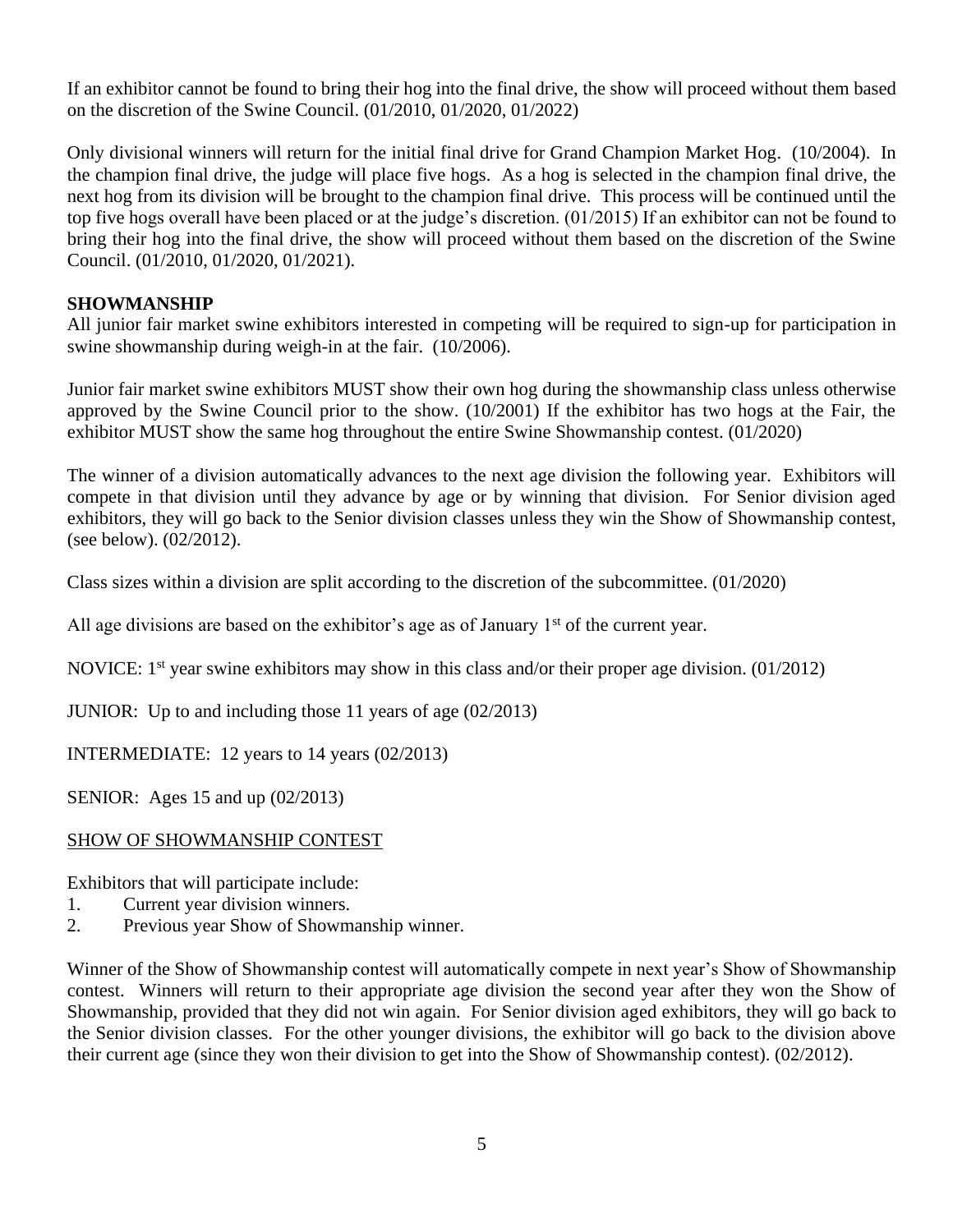If an exhibitor cannot be found to bring their hog into the final drive, the show will proceed without them based on the discretion of the Swine Council. (01/2010, 01/2020, 01/2022)

Only divisional winners will return for the initial final drive for Grand Champion Market Hog. (10/2004). In the champion final drive, the judge will place five hogs. As a hog is selected in the champion final drive, the next hog from its division will be brought to the champion final drive. This process will be continued until the top five hogs overall have been placed or at the judge's discretion. (01/2015) If an exhibitor can not be found to bring their hog into the final drive, the show will proceed without them based on the discretion of the Swine Council. (01/2010, 01/2020, 01/2021).

**SHOWMANSHIP**

All junior fair market swine exhibitors interested in competing will be required to sign-up for participation in swine showmanship during weigh-in at the fair. (10/2006).

Junior fair market swine exhibitors MUST show their own hog during the showmanship class unless otherwise approved by the Swine Council prior to the show. (10/2001) If the exhibitor has two hogs at the Fair, the exhibitor MUST show the same hog throughout the entire Swine Showmanship contest. (01/2020)

The winner of a division automatically advances to the next age division the following year. Exhibitors will compete in that division until they advance by age or by winning that division. For Senior division aged exhibitors, they will go back to the Senior division classes unless they win the Show of Showmanship contest, (see below). (02/2012).

Class sizes within a division are split according to the discretion of the subcommittee. (01/2020)

All age divisions are based on the exhibitor's age as of January 1st of the current year.

NOVICE: 1st year swine exhibitors may show in this class and/or their proper age division. (01/2012)

JUNIOR: Up to and including those 11 years of age (02/2013)

INTERMEDIATE: 12 years to 14 years (02/2013)

SENIOR: Ages 15 and up (02/2013)

SHOW OF SHOWMANSHIP CONTEST

Exhibitors that will participate include:

1. Current year division winners.
2. Previous year Show of Showmanship winner.

Winner of the Show of Showmanship contest will automatically compete in next year's Show of Showmanship contest. Winners will return to their appropriate age division the second year after they won the Show of Showmanship, provided that they did not win again. For Senior division aged exhibitors, they will go back to the Senior division classes. For the other younger divisions, the exhibitor will go back to the division above their current age (since they won their division to get into the Show of Showmanship contest). (02/2012).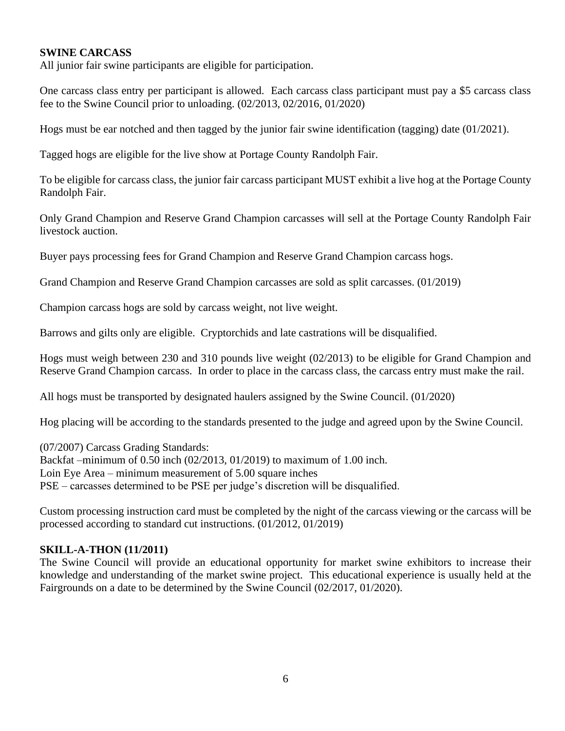**SWINE CARCASS**

All junior fair swine participants are eligible for participation.

One carcass class entry per participant is allowed. Each carcass class participant must pay a $5 carcass class fee to the Swine Council prior to unloading. (02/2013, 02/2016, 01/2020)

Hogs must be ear notched and then tagged by the junior fair swine identification (tagging) date (01/2021).

Tagged hogs are eligible for the live show at Portage County Randolph Fair.

To be eligible for carcass class, the junior fair carcass participant MUST exhibit a live hog at the Portage County Randolph Fair.

Only Grand Champion and Reserve Grand Champion carcasses will sell at the Portage County Randolph Fair livestock auction.

Buyer pays processing fees for Grand Champion and Reserve Grand Champion carcass hogs.

Grand Champion and Reserve Grand Champion carcasses are sold as split carcasses. (01/2019)

Champion carcass hogs are sold by carcass weight, not live weight.

Barrows and gilts only are eligible. Cryptorchids and late castrations will be disqualified.

Hogs must weigh between 230 and 310 pounds live weight (02/2013) to be eligible for Grand Champion and Reserve Grand Champion carcass. In order to place in the carcass class, the carcass entry must make the rail.

All hogs must be transported by designated haulers assigned by the Swine Council. (01/2020)

Hog placing will be according to the standards presented to the judge and agreed upon by the Swine Council.

(07/2007) Carcass Grading Standards:
Backfat –minimum of 0.50 inch (02/2013, 01/2019) to maximum of 1.00 inch.
Loin Eye Area – minimum measurement of 5.00 square inches
PSE – carcasses determined to be PSE per judge's discretion will be disqualified.

Custom processing instruction card must be completed by the night of the carcass viewing or the carcass will be processed according to standard cut instructions. (01/2012, 01/2019)

**SKILL-A-THON (11/2011)**

The Swine Council will provide an educational opportunity for market swine exhibitors to increase their knowledge and understanding of the market swine project. This educational experience is usually held at the Fairgrounds on a date to be determined by the Swine Council (02/2017, 01/2020).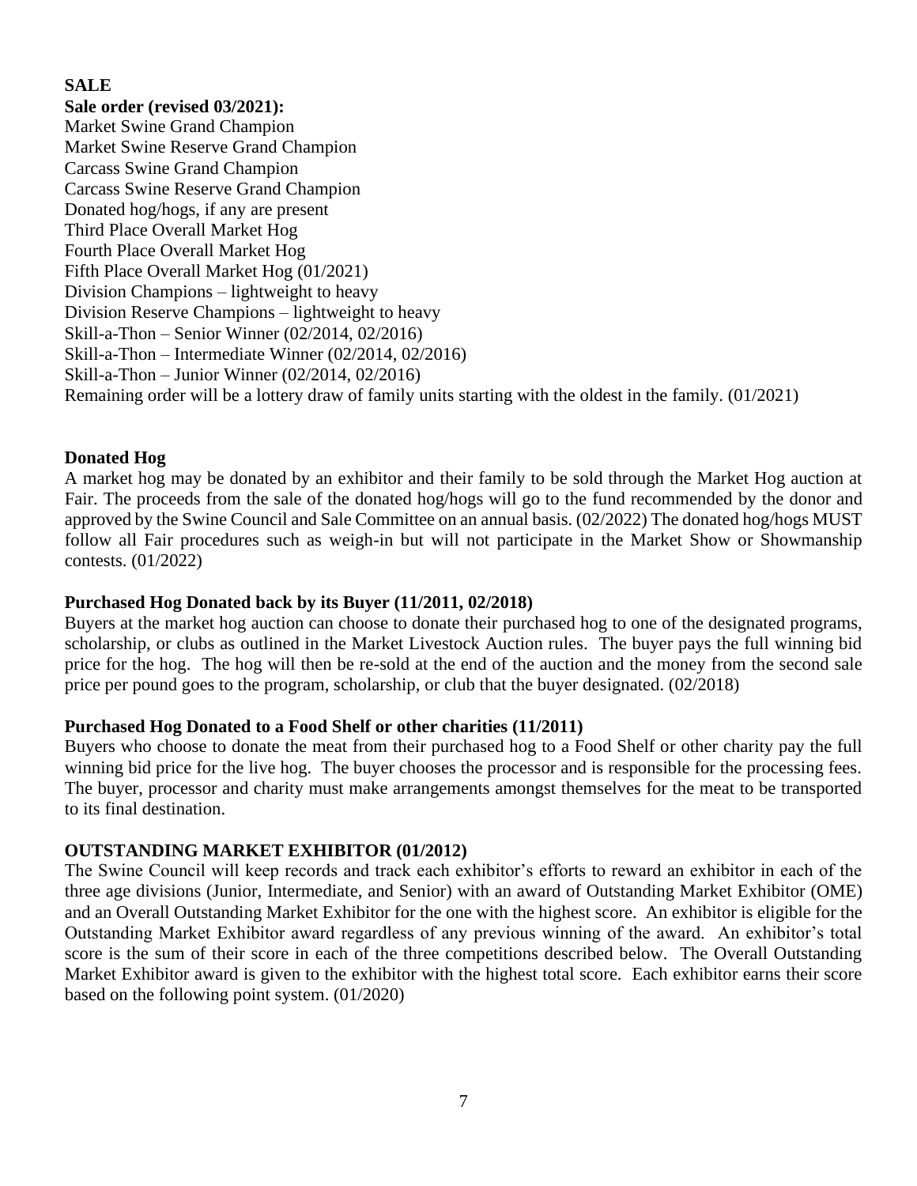## SALE

**Sale order (revised 03/2021):**

Market Swine Grand Champion
Market Swine Reserve Grand Champion
Carcass Swine Grand Champion
Carcass Swine Reserve Grand Champion
Donated hog/hogs, if any are present
Third Place Overall Market Hog
Fourth Place Overall Market Hog
Fifth Place Overall Market Hog (01/2021)
Division Champions – lightweight to heavy
Division Reserve Champions – lightweight to heavy
Skill-a-Thon – Senior Winner (02/2014, 02/2016)
Skill-a-Thon – Intermediate Winner (02/2014, 02/2016)
Skill-a-Thon – Junior Winner (02/2014, 02/2016)
Remaining order will be a lottery draw of family units starting with the oldest in the family. (01/2021)

**Donated Hog**

A market hog may be donated by an exhibitor and their family to be sold through the Market Hog auction at Fair. The proceeds from the sale of the donated hog/hogs will go to the fund recommended by the donor and approved by the Swine Council and Sale Committee on an annual basis. (02/2022) The donated hog/hogs MUST follow all Fair procedures such as weigh-in but will not participate in the Market Show or Showmanship contests. (01/2022)

**Purchased Hog Donated back by its Buyer (11/2011, 02/2018)**

Buyers at the market hog auction can choose to donate their purchased hog to one of the designated programs, scholarship, or clubs as outlined in the Market Livestock Auction rules. The buyer pays the full winning bid price for the hog. The hog will then be re-sold at the end of the auction and the money from the second sale price per pound goes to the program, scholarship, or club that the buyer designated. (02/2018)

**Purchased Hog Donated to a Food Shelf or other charities (11/2011)**

Buyers who choose to donate the meat from their purchased hog to a Food Shelf or other charity pay the full winning bid price for the live hog. The buyer chooses the processor and is responsible for the processing fees. The buyer, processor and charity must make arrangements amongst themselves for the meat to be transported to its final destination.

## OUTSTANDING MARKET EXHIBITOR (01/2012)

The Swine Council will keep records and track each exhibitor's efforts to reward an exhibitor in each of the three age divisions (Junior, Intermediate, and Senior) with an award of Outstanding Market Exhibitor (OME) and an Overall Outstanding Market Exhibitor for the one with the highest score. An exhibitor is eligible for the Outstanding Market Exhibitor award regardless of any previous winning of the award. An exhibitor's total score is the sum of their score in each of the three competitions described below. The Overall Outstanding Market Exhibitor award is given to the exhibitor with the highest total score. Each exhibitor earns their score based on the following point system. (01/2020)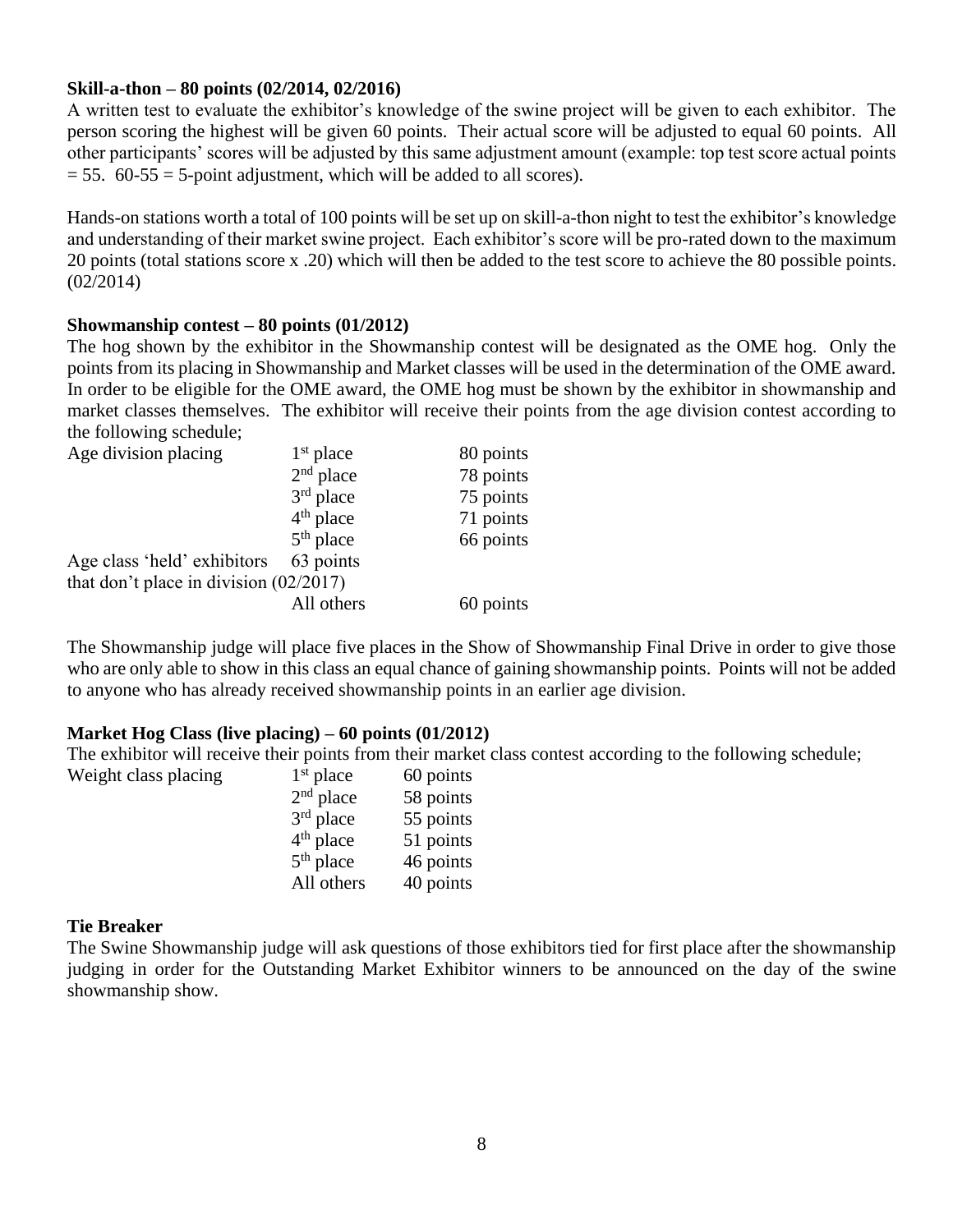**Skill-a-thon – 80 points (02/2014, 02/2016)**

A written test to evaluate the exhibitor's knowledge of the swine project will be given to each exhibitor. The person scoring the highest will be given 60 points. Their actual score will be adjusted to equal 60 points. All other participants' scores will be adjusted by this same adjustment amount (example: top test score actual points = 55. 60-55 = 5-point adjustment, which will be added to all scores).

Hands-on stations worth a total of 100 points will be set up on skill-a-thon night to test the exhibitor's knowledge and understanding of their market swine project. Each exhibitor's score will be pro-rated down to the maximum 20 points (total stations score x .20) which will then be added to the test score to achieve the 80 possible points. (02/2014)

**Showmanship contest – 80 points (01/2012)**

The hog shown by the exhibitor in the Showmanship contest will be designated as the OME hog. Only the points from its placing in Showmanship and Market classes will be used in the determination of the OME award. In order to be eligible for the OME award, the OME hog must be shown by the exhibitor in showmanship and market classes themselves. The exhibitor will receive their points from the age division contest according to the following schedule;

| | | |
|---|---|---|
| Age division placing | 1st place | 80 points |
| | 2nd place | 78 points |
| | 3rd place | 75 points |
| | 4th place | 71 points |
| | 5th place | 66 points |
| Age class 'held' exhibitors that don't place in division (02/2017) | 63 points | |
| | All others | 60 points |

The Showmanship judge will place five places in the Show of Showmanship Final Drive in order to give those who are only able to show in this class an equal chance of gaining showmanship points. Points will not be added to anyone who has already received showmanship points in an earlier age division.

**Market Hog Class (live placing) – 60 points (01/2012)**

The exhibitor will receive their points from their market class contest according to the following schedule;

| | | |
|---|---|---|
| Weight class placing | 1st place | 60 points |
| | 2nd place | 58 points |
| | 3rd place | 55 points |
| | 4th place | 51 points |
| | 5th place | 46 points |
| | All others | 40 points |

**Tie Breaker**

The Swine Showmanship judge will ask questions of those exhibitors tied for first place after the showmanship judging in order for the Outstanding Market Exhibitor winners to be announced on the day of the swine showmanship show.